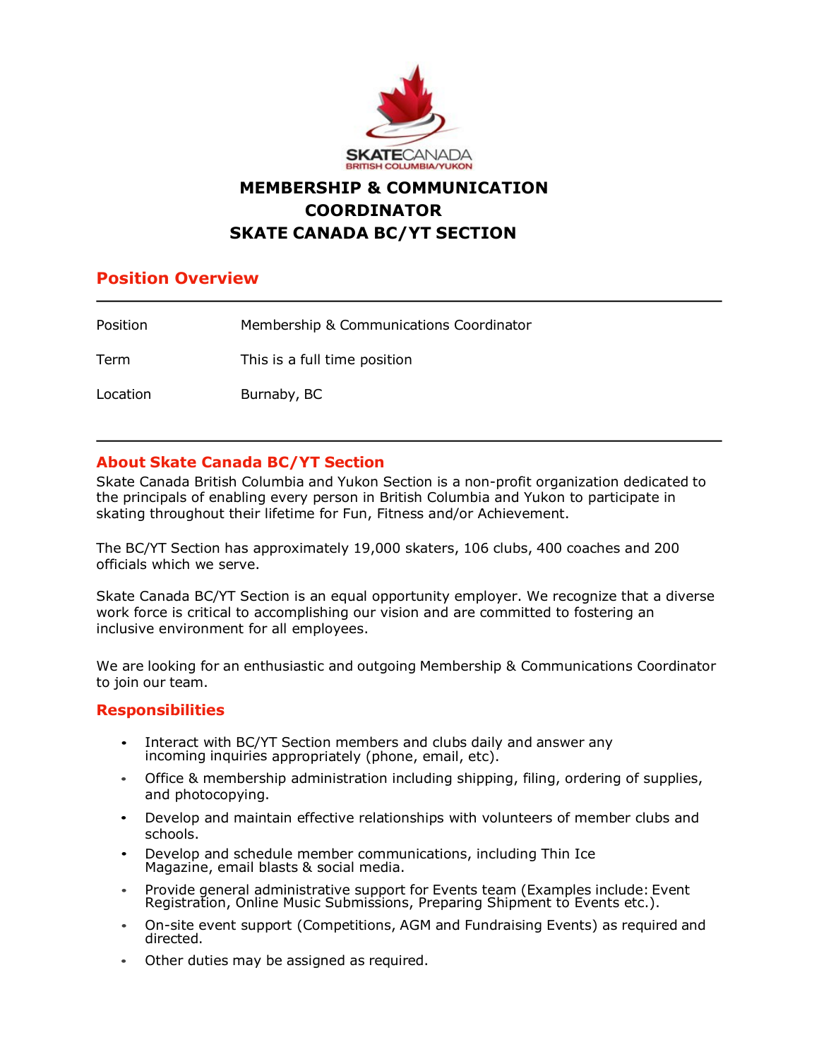# MEMBERSHIP & COMMUNICATION COORDINATOR
# SKATE CANADA BC/YT SECTION

## Position Overview

| | |
|---|---|
| Position | Membership & Communications Coordinator |
| Term | This is a full time position |
| Location | Burnaby, BC |

## About Skate Canada BC/YT Section

Skate Canada British Columbia and Yukon Section is a non-profit organization dedicated to the principals of enabling every person in British Columbia and Yukon to participate in skating throughout their lifetime for Fun, Fitness and/or Achievement.

The BC/YT Section has approximately 19,000 skaters, 106 clubs, 400 coaches and 200 officials which we serve.

Skate Canada BC/YT Section is an equal opportunity employer. We recognize that a diverse work force is critical to accomplishing our vision and are committed to fostering an inclusive environment for all employees.

We are looking for an enthusiastic and outgoing Membership & Communications Coordinator to join our team.

## Responsibilities

- Interact with BC/YT Section members and clubs daily and answer any incoming inquiries appropriately (phone, email, etc).
- Office & membership administration including shipping, filing, ordering of supplies, and photocopying.
- Develop and maintain effective relationships with volunteers of member clubs and schools.
- Develop and schedule member communications, including Thin Ice Magazine, email blasts & social media.
- Provide general administrative support for Events team (Examples include: Event Registration, Online Music Submissions, Preparing Shipment to Events etc.).
- On-site event support (Competitions, AGM and Fundraising Events) as required and directed.
- Other duties may be assigned as required.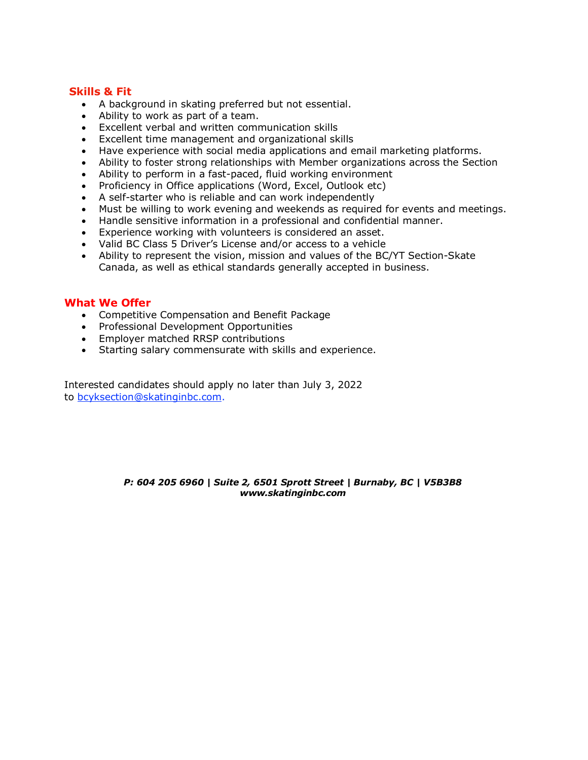## Skills & Fit

- A background in skating preferred but not essential.
- Ability to work as part of a team.
- Excellent verbal and written communication skills
- Excellent time management and organizational skills
- Have experience with social media applications and email marketing platforms.
- Ability to foster strong relationships with Member organizations across the Section
- Ability to perform in a fast-paced, fluid working environment
- Proficiency in Office applications (Word, Excel, Outlook etc)
- A self-starter who is reliable and can work independently
- Must be willing to work evening and weekends as required for events and meetings.
- Handle sensitive information in a professional and confidential manner.
- Experience working with volunteers is considered an asset.
- Valid BC Class 5 Driver's License and/or access to a vehicle
- Ability to represent the vision, mission and values of the BC/YT Section-Skate Canada, as well as ethical standards generally accepted in business.

## What We Offer

- Competitive Compensation and Benefit Package
- Professional Development Opportunities
- Employer matched RRSP contributions
- Starting salary commensurate with skills and experience.

Interested candidates should apply no later than July 3, 2022 to bcyksection@skatinginbc.com.

***P: 604 205 6960 | Suite 2, 6501 Sprott Street | Burnaby, BC | V5B3B8***
***www.skatinginbc.com***